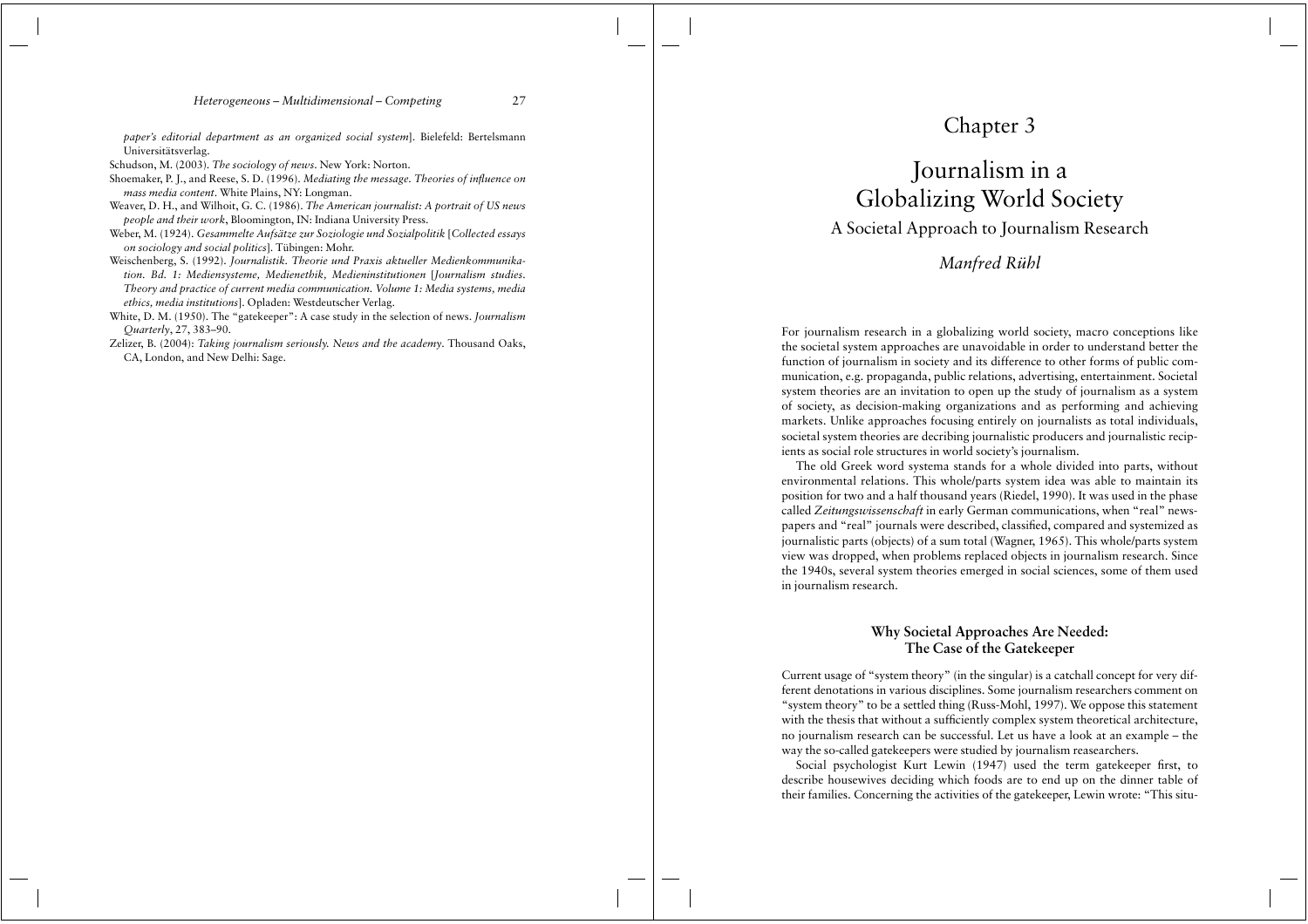*paper's editorial department as an organized social system*]. Bielefeld: Bertelsmann Universitätsverlag.

Schudson, M. (2003). *The sociology of news*. New York: Norton.

Shoemaker, P. J., and Reese, S. D. (1996). *Mediating the message. Theories of influence on mass media content*. White Plains, NY: Longman.

Weaver, D. H., and Wilhoit, G. C. (1986). *The American journalist: A portrait of US news people and their work*, Bloomington, IN: Indiana University Press.

Weber, M. (1924). *Gesammelte Aufsätze zur Soziologie und Sozialpolitik* [*Collected essays on sociology and social politics*]. Tübingen: Mohr.

Weischenberg, S. (1992). *Journalistik. Theorie und Praxis aktueller Medienkommunikation. Bd. 1: Mediensysteme, Medienethik, Medieninstitutionen* [*Journalism studies. Theory and practice of current media communication. Volume 1: Media systems, media ethics, media institutions*]. Opladen: Westdeutscher Verlag.

White, D. M. (1950). The "gatekeeper": A case study in the selection of news. *Journalism Quarterly*, 27, 383–90.

Zelizer, B. (2004): *Taking journalism seriously. News and the academy*. Thousand Oaks, CA, London, and New Delhi: Sage.

# Chapter 3

# Journalism in a Globalizing World Society

## A Societal Approach to Journalism Research

*Manfred Rühl*

For journalism research in a globalizing world society, macro conceptions like the societal system approaches are unavoidable in order to understand better the function of journalism in society and its difference to other forms of public communication, e.g. propaganda, public relations, advertising, entertainment. Societal system theories are an invitation to open up the study of journalism as a system of society, as decision-making organizations and as performing and achieving markets. Unlike approaches focusing entirely on journalists as total individuals, societal system theories are decribing journalistic producers and journalistic recipients as social role structures in world society's journalism.

The old Greek word systema stands for a whole divided into parts, without environmental relations. This whole/parts system idea was able to maintain its position for two and a half thousand years (Riedel, 1990). It was used in the phase called *Zeitungswissenschaft* in early German communications, when "real" newspapers and "real" journals were described, classified, compared and systemized as journalistic parts (objects) of a sum total (Wagner, 1965). This whole/parts system view was dropped, when problems replaced objects in journalism research. Since the 1940s, several system theories emerged in social sciences, some of them used in journalism research.

### Why Societal Approaches Are Needed: The Case of the Gatekeeper

Current usage of "system theory" (in the singular) is a catchall concept for very different denotations in various disciplines. Some journalism researchers comment on "system theory" to be a settled thing (Russ-Mohl, 1997). We oppose this statement with the thesis that without a sufficiently complex system theoretical architecture, no journalism research can be successful. Let us have a look at an example – the way the so-called gatekeepers were studied by journalism reasearchers.

Social psychologist Kurt Lewin (1947) used the term gatekeeper first, to describe housewives deciding which foods are to end up on the dinner table of their families. Concerning the activities of the gatekeeper, Lewin wrote: "This situ-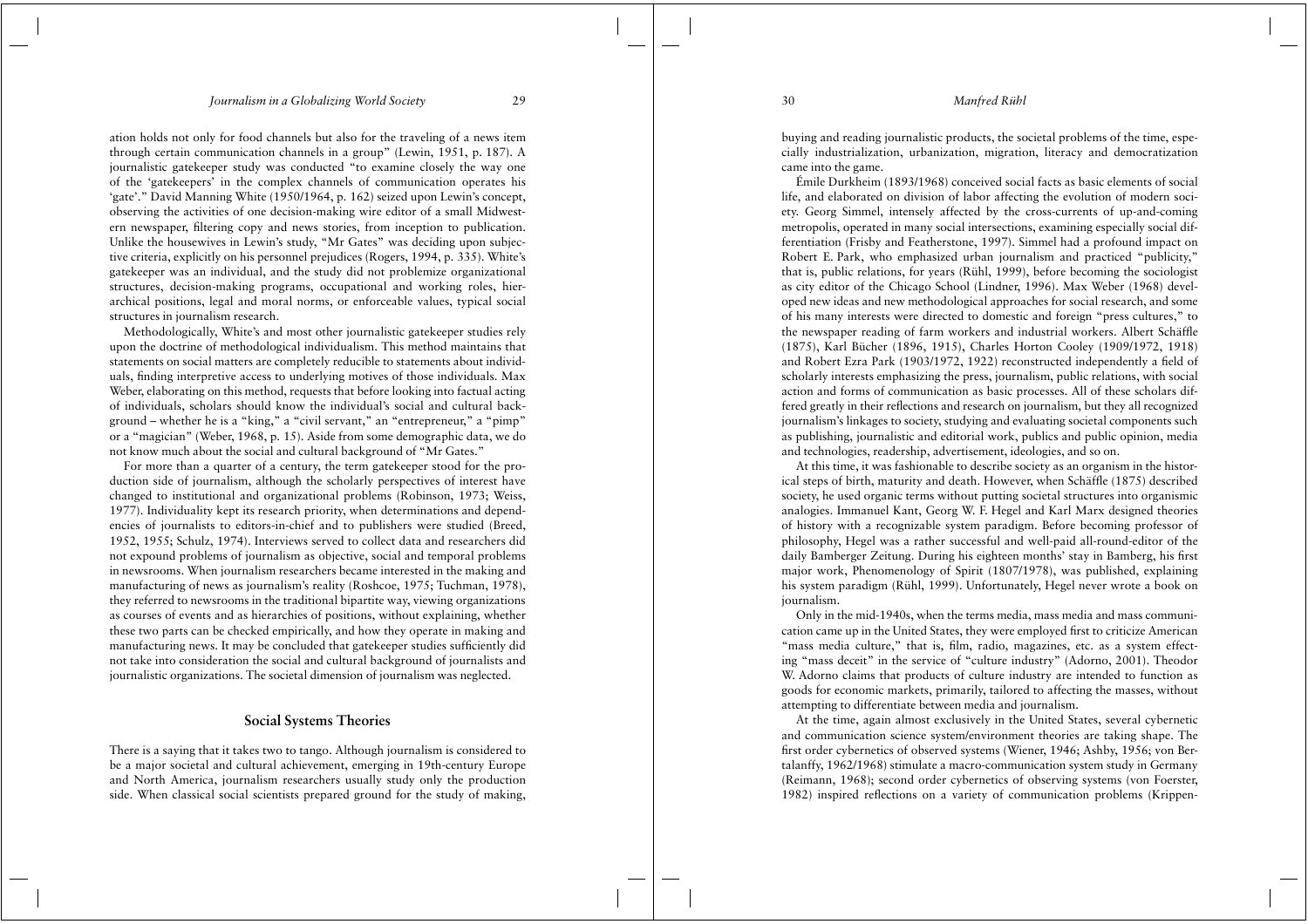ation holds not only for food channels but also for the traveling of a news item through certain communication channels in a group" (Lewin, 1951, p. 187). A journalistic gatekeeper study was conducted "to examine closely the way one of the 'gatekeepers' in the complex channels of communication operates his 'gate'." David Manning White (1950/1964, p. 162) seized upon Lewin's concept, observing the activities of one decision-making wire editor of a small Midwestern newspaper, filtering copy and news stories, from inception to publication. Unlike the housewives in Lewin's study, "Mr Gates" was deciding upon subjective criteria, explicitly on his personnel prejudices (Rogers, 1994, p. 335). White's gatekeeper was an individual, and the study did not problematize organizational structures, decision-making programs, occupational and working roles, hierarchical positions, legal and moral norms, or enforceable values, typical social structures in journalism research.

Methodologically, White's and most other journalistic gatekeeper studies rely upon the doctrine of methodological individualism. This method maintains that statements on social matters are completely reducible to statements about individuals, finding interpretive access to underlying motives of those individuals. Max Weber, elaborating on this method, requests that before looking into factual acting of individuals, scholars should know the individual's social and cultural background – whether he is a "king," a "civil servant," an "entrepreneur," a "pimp" or a "magician" (Weber, 1968, p. 15). Aside from some demographic data, we do not know much about the social and cultural background of "Mr Gates."

For more than a quarter of a century, the term gatekeeper stood for the production side of journalism, although the scholarly perspectives of interest have changed to institutional and organizational problems (Robinson, 1973; Weiss, 1977). Individuality kept its research priority, when determinations and dependencies of journalists to editors-in-chief and to publishers were studied (Breed, 1952, 1955; Schulz, 1974). Interviews served to collect data and researchers did not expound problems of journalism as objective, social and temporal problems in newsrooms. When journalism researchers became interested in the making and manufacturing of news as journalism's reality (Roshcoe, 1975; Tuchman, 1978), they referred to newsrooms in the traditional bipartite way, viewing organizations as courses of events and as hierarchies of positions, without explaining, whether these two parts can be checked empirically, and how they operate in making and manufacturing news. It may be concluded that gatekeeper studies sufficiently did not take into consideration the social and cultural background of journalists and journalistic organizations. The societal dimension of journalism was neglected.

## Social Systems Theories

There is a saying that it takes two to tango. Although journalism is considered to be a major societal and cultural achievement, emerging in 19th-century Europe and North America, journalism researchers usually study only the production side. When classical social scientists prepared ground for the study of making, buying and reading journalistic products, the societal problems of the time, especially industrialization, urbanization, migration, literacy and democratization came into the game.

Émile Durkheim (1893/1968) conceived social facts as basic elements of social life, and elaborated on division of labor affecting the evolution of modern society. Georg Simmel, intensely affected by the cross-currents of up-and-coming metropolis, operated in many social intersections, examining especially social differentiation (Frisby and Featherstone, 1997). Simmel had a profound impact on Robert E. Park, who emphasized urban journalism and practiced "publicity," that is, public relations, for years (Rühl, 1999), before becoming the sociologist as city editor of the Chicago School (Lindner, 1996). Max Weber (1968) developed new ideas and new methodological approaches for social research, and some of his many interests were directed to domestic and foreign "press cultures," to the newspaper reading of farm workers and industrial workers. Albert Schäffle (1875), Karl Bücher (1896, 1915), Charles Horton Cooley (1909/1972, 1918) and Robert Ezra Park (1903/1972, 1922) reconstructed independently a field of scholarly interests emphasizing the press, journalism, public relations, with social action and forms of communication as basic processes. All of these scholars differed greatly in their reflections and research on journalism, but they all recognized journalism's linkages to society, studying and evaluating societal components such as publishing, journalistic and editorial work, publics and public opinion, media and technologies, readership, advertisement, ideologies, and so on.

At this time, it was fashionable to describe society as an organism in the historical steps of birth, maturity and death. However, when Schäffle (1875) described society, he used organic terms without putting societal structures into organismic analogies. Immanuel Kant, Georg W. F. Hegel and Karl Marx designed theories of history with a recognizable system paradigm. Before becoming professor of philosophy, Hegel was a rather successful and well-paid all-round-editor of the daily Bamberger Zeitung. During his eighteen months' stay in Bamberg, his first major work, Phenomenology of Spirit (1807/1978), was published, explaining his system paradigm (Rühl, 1999). Unfortunately, Hegel never wrote a book on journalism.

Only in the mid-1940s, when the terms media, mass media and mass communication came up in the United States, they were employed first to criticize American "mass media culture," that is, film, radio, magazines, etc. as a system effecting "mass deceit" in the service of "culture industry" (Adorno, 2001). Theodor W. Adorno claims that products of culture industry are intended to function as goods for economic markets, primarily, tailored to affecting the masses, without attempting to differentiate between media and journalism.

At the time, again almost exclusively in the United States, several cybernetic and communication science system/environment theories are taking shape. The first order cybernetics of observed systems (Wiener, 1946; Ashby, 1956; von Bertalanffy, 1962/1968) stimulate a macro-communication system study in Germany (Reimann, 1968); second order cybernetics of observing systems (von Foerster, 1982) inspired reflections on a variety of communication problems (Krippen-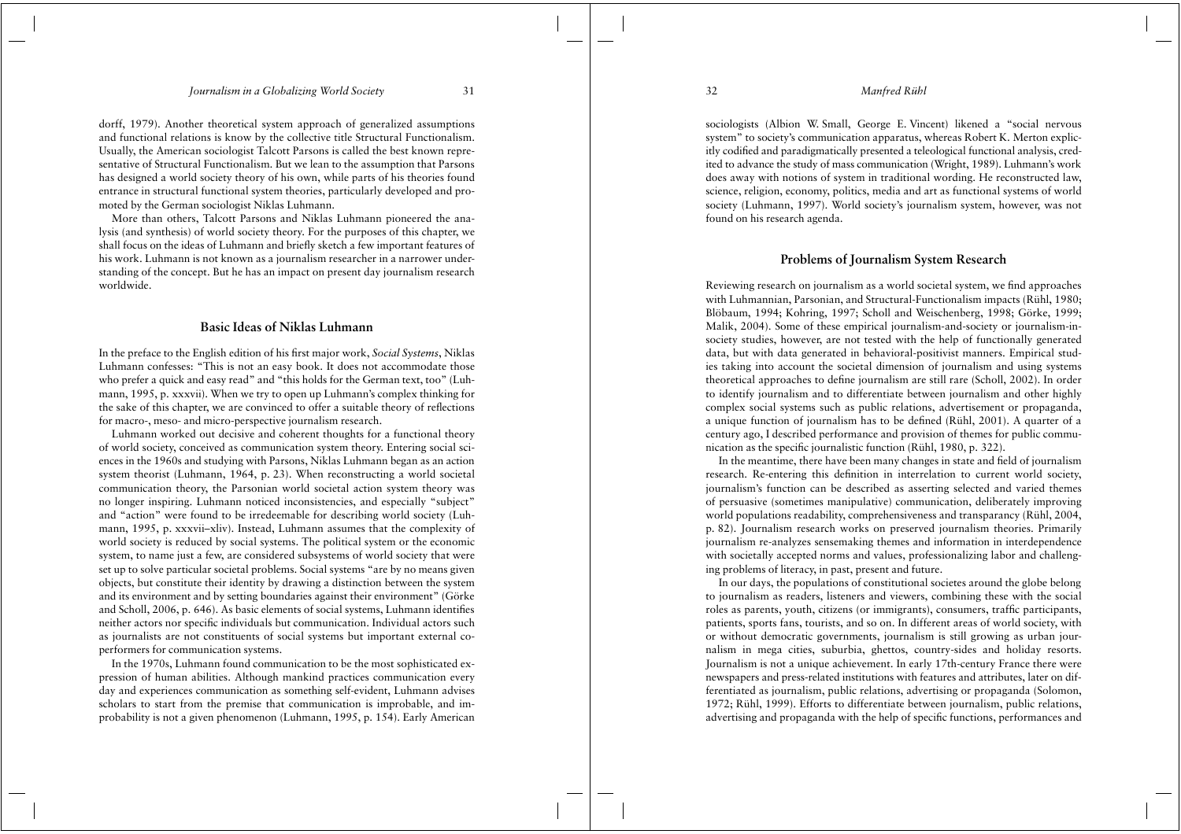dorff, 1979). Another theoretical system approach of generalized assumptions and functional relations is know by the collective title Structural Functionalism. Usually, the American sociologist Talcott Parsons is called the best known representative of Structural Functionalism. But we lean to the assumption that Parsons has designed a world society theory of his own, while parts of his theories found entrance in structural functional system theories, particularly developed and promoted by the German sociologist Niklas Luhmann.

More than others, Talcott Parsons and Niklas Luhmann pioneered the analysis (and synthesis) of world society theory. For the purposes of this chapter, we shall focus on the ideas of Luhmann and briefly sketch a few important features of his work. Luhmann is not known as a journalism researcher in a narrower understanding of the concept. But he has an impact on present day journalism research worldwide.

## Basic Ideas of Niklas Luhmann

In the preface to the English edition of his first major work, *Social Systems*, Niklas Luhmann confesses: "This is not an easy book. It does not accommodate those who prefer a quick and easy read" and "this holds for the German text, too" (Luhmann, 1995, p. xxxvii). When we try to open up Luhmann's complex thinking for the sake of this chapter, we are convinced to offer a suitable theory of reflections for macro-, meso- and micro-perspective journalism research.

Luhmann worked out decisive and coherent thoughts for a functional theory of world society, conceived as communication system theory. Entering social sciences in the 1960s and studying with Parsons, Niklas Luhmann began as an action system theorist (Luhmann, 1964, p. 23). When reconstructing a world societal communication theory, the Parsonian world societal action system theory was no longer inspiring. Luhmann noticed inconsistencies, and especially "subject" and "action" were found to be irredeemable for describing world society (Luhmann, 1995, p. xxxvii–xliv). Instead, Luhmann assumes that the complexity of world society is reduced by social systems. The political system or the economic system, to name just a few, are considered subsystems of world society that were set up to solve particular societal problems. Social systems "are by no means given objects, but constitute their identity by drawing a distinction between the system and its environment and by setting boundaries against their environment" (Görke and Scholl, 2006, p. 646). As basic elements of social systems, Luhmann identifies neither actors nor specific individuals but communication. Individual actors such as journalists are not constituents of social systems but important external co-performers for communication systems.

In the 1970s, Luhmann found communication to be the most sophisticated expression of human abilities. Although mankind practices communication every day and experiences communication as something self-evident, Luhmann advises scholars to start from the premise that communication is improbable, and improbability is not a given phenomenon (Luhmann, 1995, p. 154). Early American sociologists (Albion W. Small, George E. Vincent) likened a "social nervous system" to society's communication apparatus, whereas Robert K. Merton explicitly codified and paradigmatically presented a teleological functional analysis, credited to advance the study of mass communication (Wright, 1989). Luhmann's work does away with notions of system in traditional wording. He reconstructed law, science, religion, economy, politics, media and art as functional systems of world society (Luhmann, 1997). World society's journalism system, however, was not found on his research agenda.

## Problems of Journalism System Research

Reviewing research on journalism as a world societal system, we find approaches with Luhmannian, Parsonian, and Structural-Functionalism impacts (Rühl, 1980; Blöbaum, 1994; Kohring, 1997; Scholl and Weischenberg, 1998; Görke, 1999; Malik, 2004). Some of these empirical journalism-and-society or journalism-in-society studies, however, are not tested with the help of functionally generated data, but with data generated in behavioral-positivist manners. Empirical studies taking into account the societal dimension of journalism and using systems theoretical approaches to define journalism are still rare (Scholl, 2002). In order to identify journalism and to differentiate between journalism and other highly complex social systems such as public relations, advertisement or propaganda, a unique function of journalism has to be defined (Rühl, 2001). A quarter of a century ago, I described performance and provision of themes for public communication as the specific journalistic function (Rühl, 1980, p. 322).

In the meantime, there have been many changes in state and field of journalism research. Re-entering this definition in interrelation to current world society, journalism's function can be described as asserting selected and varied themes of persuasive (sometimes manipulative) communication, deliberately improving world populations readability, comprehensiveness and transparancy (Rühl, 2004, p. 82). Journalism research works on preserved journalism theories. Primarily journalism re-analyzes sensemaking themes and information in interdependence with societally accepted norms and values, professionalizing labor and challenging problems of literacy, in past, present and future.

In our days, the populations of constitutional societes around the globe belong to journalism as readers, listeners and viewers, combining these with the social roles as parents, youth, citizens (or immigrants), consumers, traffic participants, patients, sports fans, tourists, and so on. In different areas of world society, with or without democratic governments, journalism is still growing as urban journalism in mega cities, suburbia, ghettos, country-sides and holiday resorts. Journalism is not a unique achievement. In early 17th-century France there were newspapers and press-related institutions with features and attributes, later on differentiated as journalism, public relations, advertising or propaganda (Solomon, 1972; Rühl, 1999). Efforts to differentiate between journalism, public relations, advertising and propaganda with the help of specific functions, performances and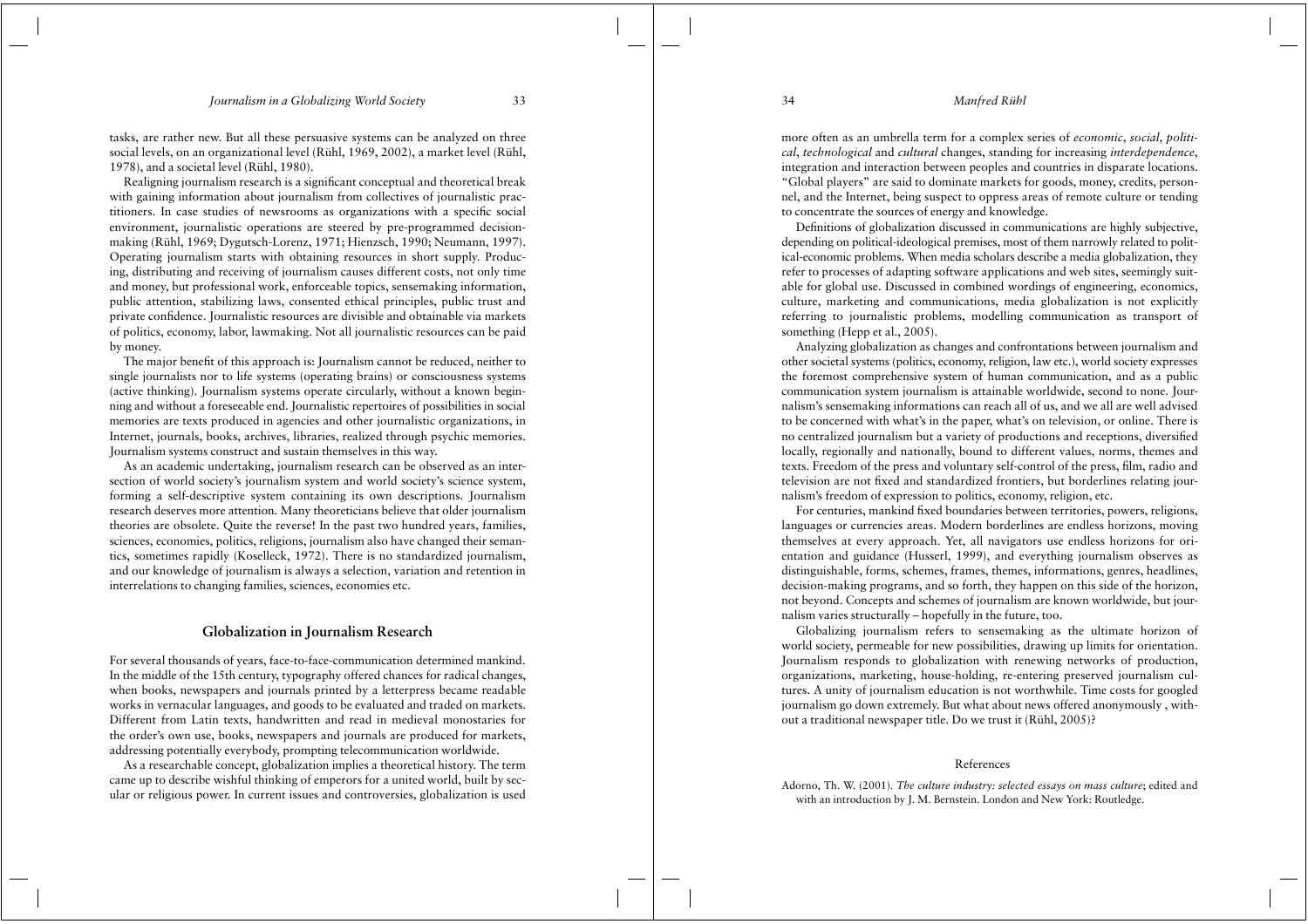tasks, are rather new. But all these persuasive systems can be analyzed on three social levels, on an organizational level (Rühl, 1969, 2002), a market level (Rühl, 1978), and a societal level (Rühl, 1980).

Realigning journalism research is a significant conceptual and theoretical break with gaining information about journalism from collectives of journalistic practitioners. In case studies of newsrooms as organizations with a specific social environment, journalistic operations are steered by pre-programmed decision-making (Rühl, 1969; Dygutsch-Lorenz, 1971; Hienzsch, 1990; Neumann, 1997). Operating journalism starts with obtaining resources in short supply. Producing, distributing and receiving of journalism causes different costs, not only time and money, but professional work, enforceable topics, sensemaking information, public attention, stabilizing laws, consented ethical principles, public trust and private confidence. Journalistic resources are divisible and obtainable via markets of politics, economy, labor, lawmaking. Not all journalistic resources can be paid by money.

The major benefit of this approach is: Journalism cannot be reduced, neither to single journalists nor to life systems (operating brains) or consciousness systems (active thinking). Journalism systems operate circularly, without a known beginning and without a foreseeable end. Journalistic repertoires of possibilities in social memories are texts produced in agencies and other journalistic organizations, in Internet, journals, books, archives, libraries, realized through psychic memories. Journalism systems construct and sustain themselves in this way.

As an academic undertaking, journalism research can be observed as an intersection of world society's journalism system and world society's science system, forming a self-descriptive system containing its own descriptions. Journalism research deserves more attention. Many theoreticians believe that older journalism theories are obsolete. Quite the reverse! In the past two hundred years, families, sciences, economies, politics, religions, journalism also have changed their semantics, sometimes rapidly (Koselleck, 1972). There is no standardized journalism, and our knowledge of journalism is always a selection, variation and retention in interrelations to changing families, sciences, economies etc.

## Globalization in Journalism Research

For several thousands of years, face-to-face-communication determined mankind. In the middle of the 15th century, typography offered chances for radical changes, when books, newspapers and journals printed by a letterpress became readable works in vernacular languages, and goods to be evaluated and traded on markets. Different from Latin texts, handwritten and read in medieval monostaries for the order's own use, books, newspapers and journals are produced for markets, addressing potentially everybody, prompting telecommunication worldwide.

As a researchable concept, globalization implies a theoretical history. The term came up to describe wishful thinking of emperors for a united world, built by secular or religious power. In current issues and controversies, globalization is used more often as an umbrella term for a complex series of *economic*, *social*, *political*, *technological* and *cultural* changes, standing for increasing *interdependence*, integration and interaction between peoples and countries in disparate locations. "Global players" are said to dominate markets for goods, money, credits, personnel, and the Internet, being suspect to oppress areas of remote culture or tending to concentrate the sources of energy and knowledge.

Definitions of globalization discussed in communications are highly subjective, depending on political-ideological premises, most of them narrowly related to political-economic problems. When media scholars describe a media globalization, they refer to processes of adapting software applications and web sites, seemingly suitable for global use. Discussed in combined wordings of engineering, economics, culture, marketing and communications, media globalization is not explicitly referring to journalistic problems, modelling communication as transport of something (Hepp et al., 2005).

Analyzing globalization as changes and confrontations between journalism and other societal systems (politics, economy, religion, law etc.), world society expresses the foremost comprehensive system of human communication, and as a public communication system journalism is attainable worldwide, second to none. Journalism's sensemaking informations can reach all of us, and we all are well advised to be concerned with what's in the paper, what's on television, or online. There is no centralized journalism but a variety of productions and receptions, diversified locally, regionally and nationally, bound to different values, norms, themes and texts. Freedom of the press and voluntary self-control of the press, film, radio and television are not fixed and standardized frontiers, but borderlines relating journalism's freedom of expression to politics, economy, religion, etc.

For centuries, mankind fixed boundaries between territories, powers, religions, languages or currencies areas. Modern borderlines are endless horizons, moving themselves at every approach. Yet, all navigators use endless horizons for orientation and guidance (Husserl, 1999), and everything journalism observes as distinguishable, forms, schemes, frames, themes, informations, genres, headlines, decision-making programs, and so forth, they happen on this side of the horizon, not beyond. Concepts and schemes of journalism are known worldwide, but journalism varies structurally – hopefully in the future, too.

Globalizing journalism refers to sensemaking as the ultimate horizon of world society, permeable for new possibilities, drawing up limits for orientation. Journalism responds to globalization with renewing networks of production, organizations, marketing, house-holding, re-entering preserved journalism cultures. A unity of journalism education is not worthwhile. Time costs for googled journalism go down extremely. But what about news offered anonymously , without a traditional newspaper title. Do we trust it (Rühl, 2005)?

## References

Adorno, Th. W. (2001). *The culture industry: selected essays on mass culture*; edited and with an introduction by J. M. Bernstein. London and New York: Routledge.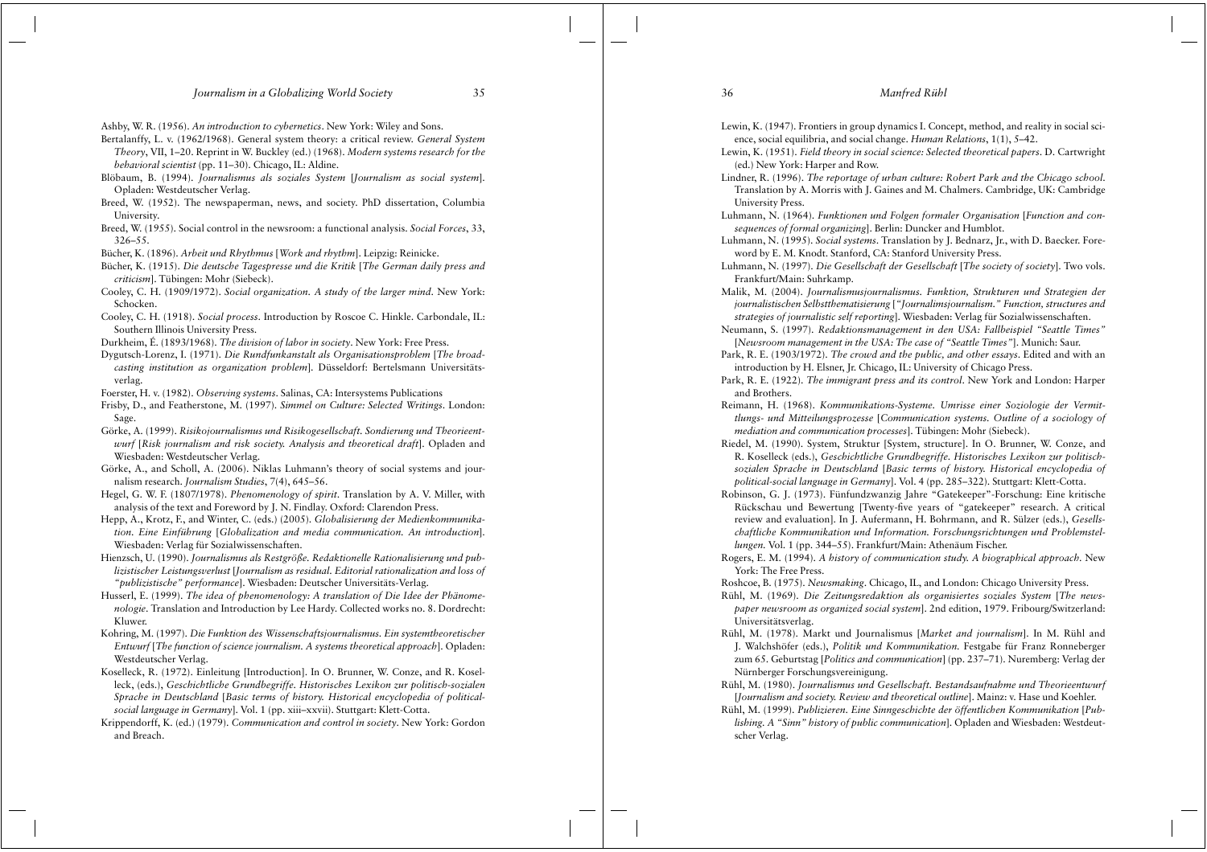Ashby, W. R. (1956). *An introduction to cybernetics*. New York: Wiley and Sons.

Bertalanffy, L. v. (1962/1968). General system theory: a critical review. *General System Theory*, VII, 1–20. Reprint in W. Buckley (ed.) (1968). *Modern systems research for the behavioral scientist* (pp. 11–30). Chicago, IL: Aldine.

Blöbaum, B. (1994). *Journalismus als soziales System* [*Journalism as social system*]. Opladen: Westdeutscher Verlag.

Breed, W. (1952). The newspaperman, news, and society. PhD dissertation, Columbia University.

Breed, W. (1955). Social control in the newsroom: a functional analysis. *Social Forces*, 33, 326–55.

Bücher, K. (1896). *Arbeit und Rhythmus* [*Work and rhythm*]. Leipzig: Reinicke.

Bücher, K. (1915). *Die deutsche Tagespresse und die Kritik* [*The German daily press and criticism*]. Tübingen: Mohr (Siebeck).

Cooley, C. H. (1909/1972). *Social organization. A study of the larger mind*. New York: Schocken.

Cooley, C. H. (1918). *Social process*. Introduction by Roscoe C. Hinkle. Carbondale, IL: Southern Illinois University Press.

Durkheim, É. (1893/1968). *The division of labor in society*. New York: Free Press.

Dygutsch-Lorenz, I. (1971). *Die Rundfunkanstalt als Organisationsproblem* [*The broadcasting institution as organization problem*]. Düsseldorf: Bertelsmann Universitätsverlag.

Foerster, H. v. (1982). *Observing systems*. Salinas, CA: Intersystems Publications

Frisby, D., and Featherstone, M. (1997). *Simmel on Culture: Selected Writings*. London: Sage.

Görke, A. (1999). *Risikojournalismus und Risikogesellschaft. Sondierung und Theorieentwurf* [*Risk journalism and risk society. Analysis and theoretical draft*]. Opladen and Wiesbaden: Westdeutscher Verlag.

Görke, A., and Scholl, A. (2006). Niklas Luhmann's theory of social systems and journalism research. *Journalism Studies*, 7(4), 645–56.

Hegel, G. W. F. (1807/1978). *Phenomenology of spirit*. Translation by A. V. Miller, with analysis of the text and Foreword by J. N. Findlay. Oxford: Clarendon Press.

Hepp, A., Krotz, F., and Winter, C. (eds.) (2005). *Globalisierung der Medienkommunikation. Eine Einführung* [*Globalization and media communication. An introduction*]. Wiesbaden: Verlag für Sozialwissenschaften.

Hienzsch, U. (1990). *Journalismus als Restgröße. Redaktionelle Rationalisierung und publizistischer Leistungsverlust* [*Journalism as residual. Editorial rationalization and loss of "publizistische" performance*]. Wiesbaden: Deutscher Universitäts-Verlag.

Husserl, E. (1999). *The idea of phenomenology: A translation of Die Idee der Phänomenologie*. Translation and Introduction by Lee Hardy. Collected works no. 8. Dordrecht: Kluwer.

Kohring, M. (1997). *Die Funktion des Wissenschaftsjournalismus. Ein systemtheoretischer Entwurf* [*The function of science journalism. A systems theoretical approach*]. Opladen: Westdeutscher Verlag.

Koselleck, R. (1972). Einleitung [Introduction]. In O. Brunner, W. Conze, and R. Koselleck, (eds.), *Geschichtliche Grundbegriffe. Historisches Lexikon zur politisch-sozialen Sprache in Deutschland* [*Basic terms of history. Historical encyclopedia of political-social language in Germany*]. Vol. 1 (pp. xiii–xxvii). Stuttgart: Klett-Cotta.

Krippendorff, K. (ed.) (1979). *Communication and control in society*. New York: Gordon and Breach.

Lewin, K. (1947). Frontiers in group dynamics I. Concept, method, and reality in social science, social equilibria, and social change. *Human Relations*, 1(1), 5–42.

Lewin, K. (1951). *Field theory in social science: Selected theoretical papers*. D. Cartwright (ed.) New York: Harper and Row.

Lindner, R. (1996). *The reportage of urban culture: Robert Park and the Chicago school*. Translation by A. Morris with J. Gaines and M. Chalmers. Cambridge, UK: Cambridge University Press.

Luhmann, N. (1964). *Funktionen und Folgen formaler Organisation* [*Function and consequences of formal organizing*]. Berlin: Duncker and Humblot.

Luhmann, N. (1995). *Social systems*. Translation by J. Bednarz, Jr., with D. Baecker. Foreword by E. M. Knodt. Stanford, CA: Stanford University Press.

Luhmann, N. (1997). *Die Gesellschaft der Gesellschaft* [*The society of society*]. Two vols. Frankfurt/Main: Suhrkamp.

Malik, M. (2004). *Journalismusjournalismus. Funktion, Strukturen und Strategien der journalistischen Selbstthematisierung* [*"Journalimsjournalism." Function, structures and strategies of journalistic self reporting*]. Wiesbaden: Verlag für Sozialwissenschaften.

Neumann, S. (1997). *Redaktionsmanagement in den USA: Fallbeispiel "Seattle Times"* [*Newsroom management in the USA: The case of "Seattle Times"*]. Munich: Saur.

Park, R. E. (1903/1972). *The crowd and the public, and other essays*. Edited and with an introduction by H. Elsner, Jr. Chicago, IL: University of Chicago Press.

Park, R. E. (1922). *The immigrant press and its control*. New York and London: Harper and Brothers.

Reimann, H. (1968). *Kommunikations-Systeme. Umrisse einer Soziologie der Vermittlungs- und Mitteilungsprozesse* [*Communication systems. Outline of a sociology of mediation and communication processes*]. Tübingen: Mohr (Siebeck).

Riedel, M. (1990). System, Struktur [System, structure]. In O. Brunner, W. Conze, and R. Koselleck (eds.), *Geschichtliche Grundbegriffe. Historisches Lexikon zur politisch-sozialen Sprache in Deutschland* [*Basic terms of history. Historical encyclopedia of political-social language in Germany*]. Vol. 4 (pp. 285–322). Stuttgart: Klett-Cotta.

Robinson, G. J. (1973). Fünfundzwanzig Jahre "Gatekeeper"-Forschung: Eine kritische Rückschau und Bewertung [Twenty-five years of "gatekeeper" research. A critical review and evaluation]. In J. Aufermann, H. Bohrmann, and R. Sülzer (eds.), *Gesellschaftliche Kommunikation und Information. Forschungsrichtungen und Problemstellungen*. Vol. 1 (pp. 344–55). Frankfurt/Main: Athenäum Fischer.

Rogers, E. M. (1994). *A history of communication study. A biographical approach*. New York: The Free Press.

Roshcoe, B. (1975). *Newsmaking*. Chicago, IL, and London: Chicago University Press.

Rühl, M. (1969). *Die Zeitungsredaktion als organisiertes soziales System* [*The newspaper newsroom as organized social system*]. 2nd edition, 1979. Fribourg/Switzerland: Universitätsverlag.

Rühl, M. (1978). Markt und Journalismus [*Market and journalism*]. In M. Rühl and J. Walchshöfer (eds.), *Politik und Kommunikation.* Festgabe für Franz Ronneberger zum 65. Geburtstag [*Politics and communication*] (pp. 237–71). Nuremberg: Verlag der Nürnberger Forschungsvereinigung.

Rühl, M. (1980). *Journalismus und Gesellschaft. Bestandsaufnahme und Theorieentwurf* [*Journalism and society. Review and theoretical outline*]. Mainz: v. Hase und Koehler.

Rühl, M. (1999). *Publizieren. Eine Sinngeschichte der öffentlichen Kommunikation* [*Publishing. A "Sinn" history of public communication*]. Opladen and Wiesbaden: Westdeutscher Verlag.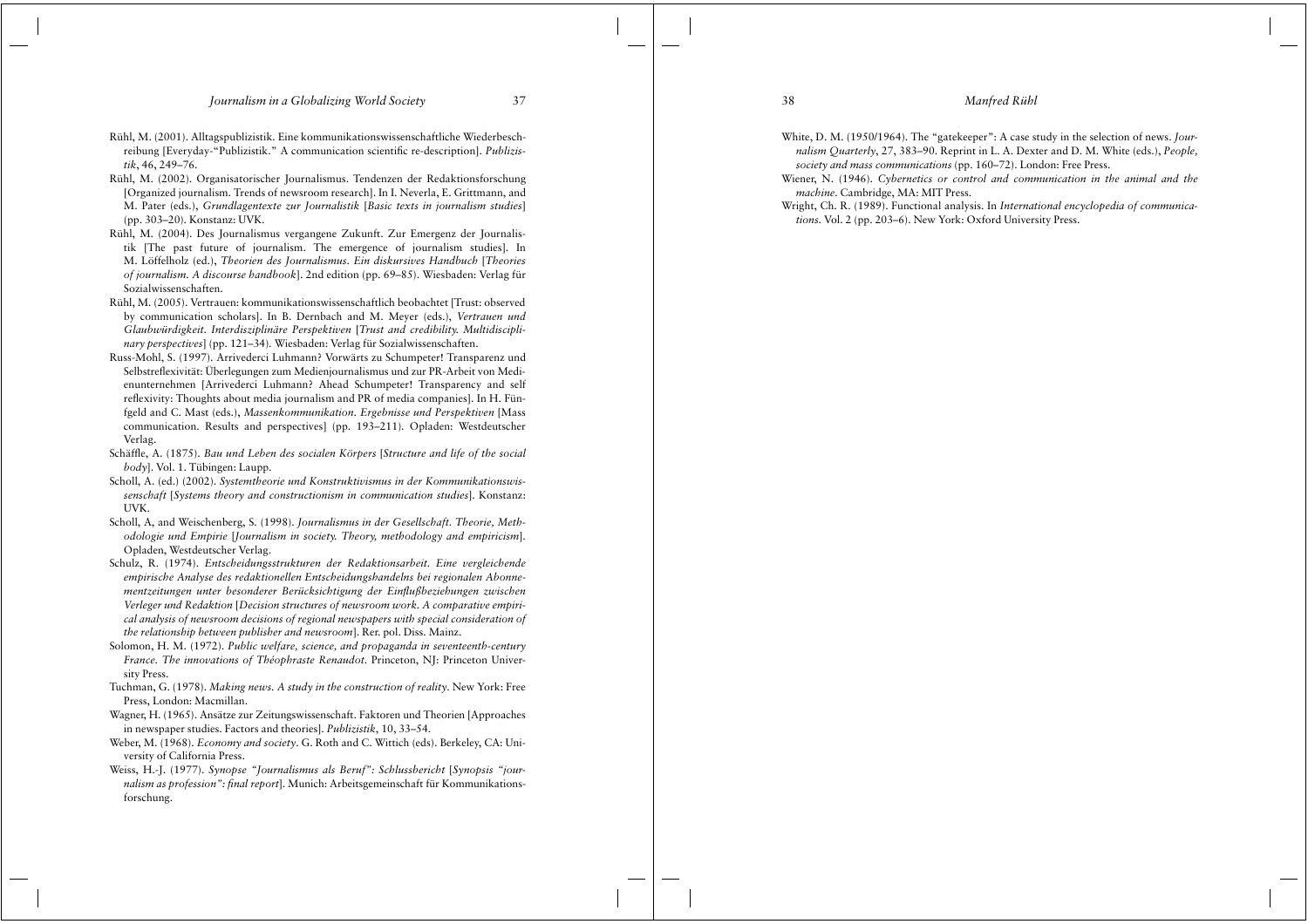Rühl, M. (2001). Alltagspublizistik. Eine kommunikationswissenschaftliche Wiederbeschreibung [Everyday-"Publizistik." A communication scientific re-description]. *Publizistik*, 46, 249–76.

Rühl, M. (2002). Organisatorischer Journalismus. Tendenzen der Redaktionsforschung [Organized journalism. Trends of newsroom research]. In I. Neverla, E. Grittmann, and M. Pater (eds.), *Grundlagentexte zur Journalistik* [*Basic texts in journalism studies*] (pp. 303–20). Konstanz: UVK.

Rühl, M. (2004). Des Journalismus vergangene Zukunft. Zur Emergenz der Journalistik [The past future of journalism. The emergence of journalism studies]. In M. Löffelholz (ed.), *Theorien des Journalismus. Ein diskursives Handbuch* [*Theories of journalism. A discourse handbook*]. 2nd edition (pp. 69–85). Wiesbaden: Verlag für Sozialwissenschaften.

Rühl, M. (2005). Vertrauen: kommunikationswissenschaftlich beobachtet [Trust: observed by communication scholars]. In B. Dernbach and M. Meyer (eds.), *Vertrauen und Glaubwürdigkeit. Interdisziplinäre Perspektiven* [*Trust and credibility. Multidisciplinary perspectives*] (pp. 121–34). Wiesbaden: Verlag für Sozialwissenschaften.

Russ-Mohl, S. (1997). Arrivederci Luhmann? Vorwärts zu Schumpeter! Transparenz und Selbstreflexivität: Überlegungen zum Medienjournalismus und zur PR-Arbeit von Medienunternehmen [Arrivederci Luhmann? Ahead Schumpeter! Transparency and self reflexivity: Thoughts about media journalism and PR of media companies]. In H. Fünfgeld and C. Mast (eds.), *Massenkommunikation. Ergebnisse und Perspektiven* [Mass communication. Results and perspectives] (pp. 193–211). Opladen: Westdeutscher Verlag.

Schäffle, A. (1875). *Bau und Leben des socialen Körpers* [*Structure and life of the social body*]. Vol. 1. Tübingen: Laupp.

Scholl, A. (ed.) (2002). *Systemtheorie und Konstruktivismus in der Kommunikationswissenschaft* [*Systems theory and constructionism in communication studies*]. Konstanz: UVK.

Scholl, A, and Weischenberg, S. (1998). *Journalismus in der Gesellschaft. Theorie, Methodologie und Empirie* [*Journalism in society. Theory, methodology and empiricism*]. Opladen, Westdeutscher Verlag.

Schulz, R. (1974). *Entscheidungsstrukturen der Redaktionsarbeit. Eine vergleichende empirische Analyse des redaktionellen Entscheidungshandelns bei regionalen Abonnementzeitungen unter besonderer Berücksichtigung der Einflußbeziehungen zwischen Verleger und Redaktion* [*Decision structures of newsroom work. A comparative empirical analysis of newsroom decisions of regional newspapers with special consideration of the relationship between publisher and newsroom*]. Rer. pol. Diss. Mainz.

Solomon, H. M. (1972). *Public welfare, science, and propaganda in seventeenth-century France. The innovations of Théophraste Renaudot*. Princeton, NJ: Princeton University Press.

Tuchman, G. (1978). *Making news. A study in the construction of reality*. New York: Free Press, London: Macmillan.

Wagner, H. (1965). Ansätze zur Zeitungswissenschaft. Faktoren und Theorien [Approaches in newspaper studies. Factors and theories]. *Publizistik*, 10, 33–54.

Weber, M. (1968). *Economy and society*. G. Roth and C. Wittich (eds). Berkeley, CA: University of California Press.

Weiss, H.-J. (1977). *Synopse "Journalismus als Beruf": Schlussbericht* [*Synopsis "journalism as profession": final report*]. Munich: Arbeitsgemeinschaft für Kommunikationsforschung.

White, D. M. (1950/1964). The "gatekeeper": A case study in the selection of news. *Journalism Quarterly*, 27, 383–90. Reprint in L. A. Dexter and D. M. White (eds.), *People, society and mass communications* (pp. 160–72). London: Free Press.

Wiener, N. (1946). *Cybernetics or control and communication in the animal and the machine*. Cambridge, MA: MIT Press.

Wright, Ch. R. (1989). Functional analysis. In *International encyclopedia of communications*. Vol. 2 (pp. 203–6). New York: Oxford University Press.